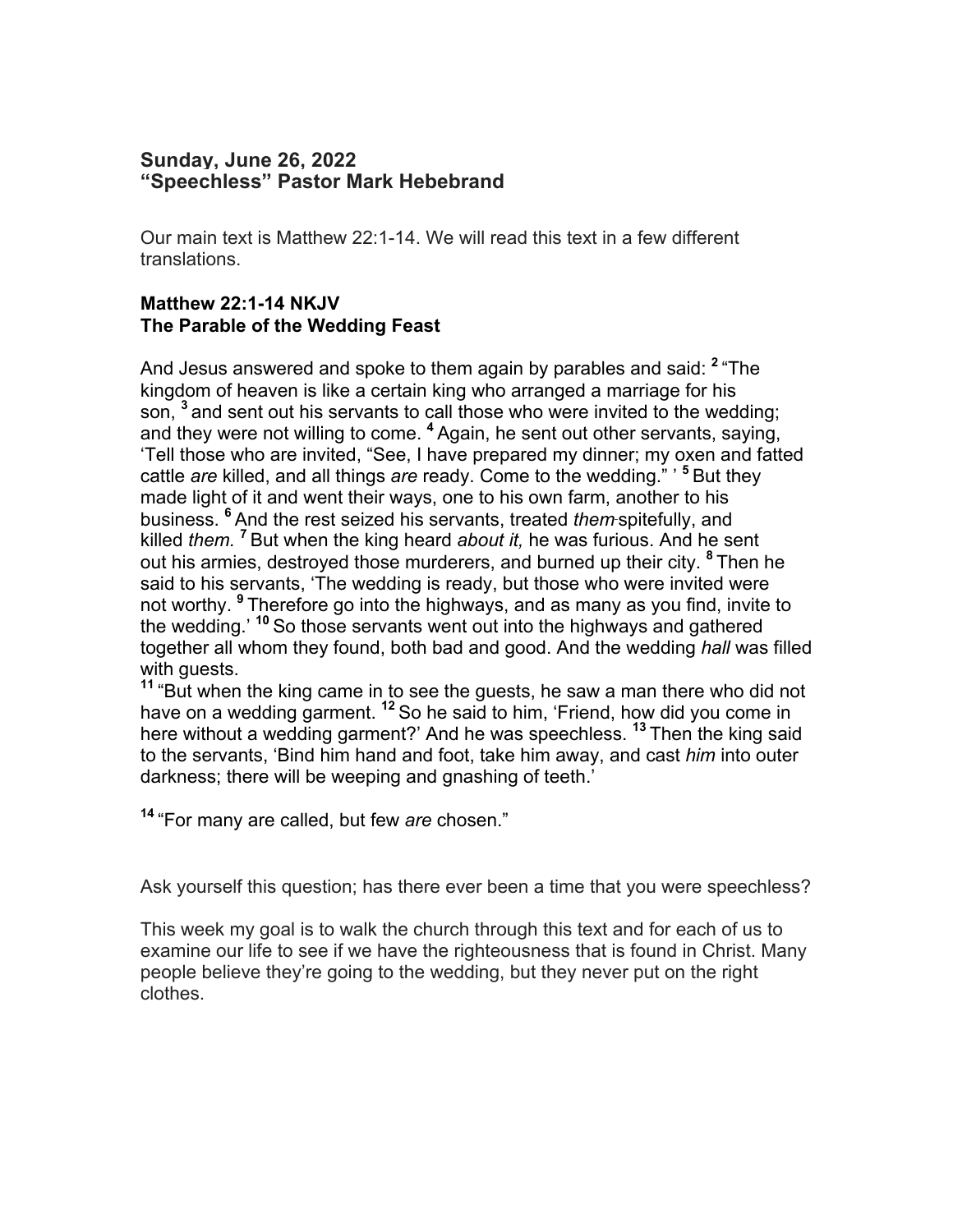**Sunday, June 26, 2022**
**"Speechless" Pastor Mark Hebebrand**

Our main text is Matthew 22:1-14. We will read this text in a few different translations.

**Matthew 22:1-14 NKJV**
**The Parable of the Wedding Feast**

And Jesus answered and spoke to them again by parables and said: [2] "The kingdom of heaven is like a certain king who arranged a marriage for his son, [3] and sent out his servants to call those who were invited to the wedding; and they were not willing to come. [4] Again, he sent out other servants, saying, 'Tell those who are invited, "See, I have prepared my dinner; my oxen and fatted cattle *are* killed, and all things *are* ready. Come to the wedding." ' [5] But they made light of it and went their ways, one to his own farm, another to his business. [6] And the rest seized his servants, treated *them* spitefully, and killed *them.* [7] But when the king heard *about it,* he was furious. And he sent out his armies, destroyed those murderers, and burned up their city. [8] Then he said to his servants, 'The wedding is ready, but those who were invited were not worthy. [9] Therefore go into the highways, and as many as you find, invite to the wedding.' [10] So those servants went out into the highways and gathered together all whom they found, both bad and good. And the wedding *hall* was filled with guests.
[11] "But when the king came in to see the guests, he saw a man there who did not have on a wedding garment. [12] So he said to him, 'Friend, how did you come in here without a wedding garment?' And he was speechless. [13] Then the king said to the servants, 'Bind him hand and foot, take him away, and cast *him* into outer darkness; there will be weeping and gnashing of teeth.'

[14] "For many are called, but few *are* chosen."

Ask yourself this question; has there ever been a time that you were speechless?

This week my goal is to walk the church through this text and for each of us to examine our life to see if we have the righteousness that is found in Christ. Many people believe they're going to the wedding, but they never put on the right clothes.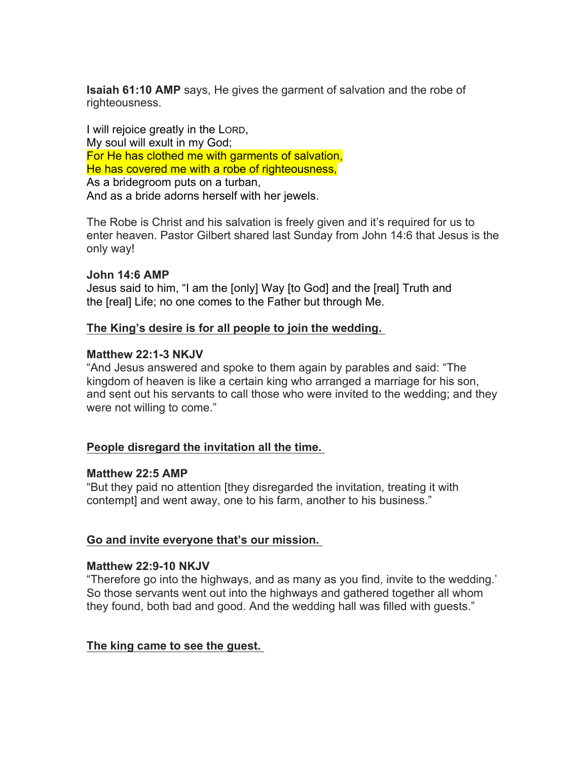**Isaiah 61:10 AMP** says, He gives the garment of salvation and the robe of righteousness.

I will rejoice greatly in the LORD,
My soul will exult in my God;
For He has clothed me with garments of salvation,
He has covered me with a robe of righteousness,
As a bridegroom puts on a turban,
And as a bride adorns herself with her jewels.

The Robe is Christ and his salvation is freely given and it's required for us to enter heaven. Pastor Gilbert shared last Sunday from John 14:6 that Jesus is the only way!

**John 14:6 AMP**
Jesus said to him, "I am the [only] Way [to God] and the [real] Truth and the [real] Life; no one comes to the Father but through Me.

**The King's desire is for all people to join the wedding.**

**Matthew 22:1-3 NKJV**
"And Jesus answered and spoke to them again by parables and said: "The kingdom of heaven is like a certain king who arranged a marriage for his son, and sent out his servants to call those who were invited to the wedding; and they were not willing to come."

**People disregard the invitation all the time.**

**Matthew 22:5 AMP**
"But they paid no attention [they disregarded the invitation, treating it with contempt] and went away, one to his farm, another to his business."

**Go and invite everyone that's our mission.**

**Matthew 22:9-10 NKJV**
"Therefore go into the highways, and as many as you find, invite to the wedding.' So those servants went out into the highways and gathered together all whom they found, both bad and good. And the wedding hall was filled with guests."

**The king came to see the guest.**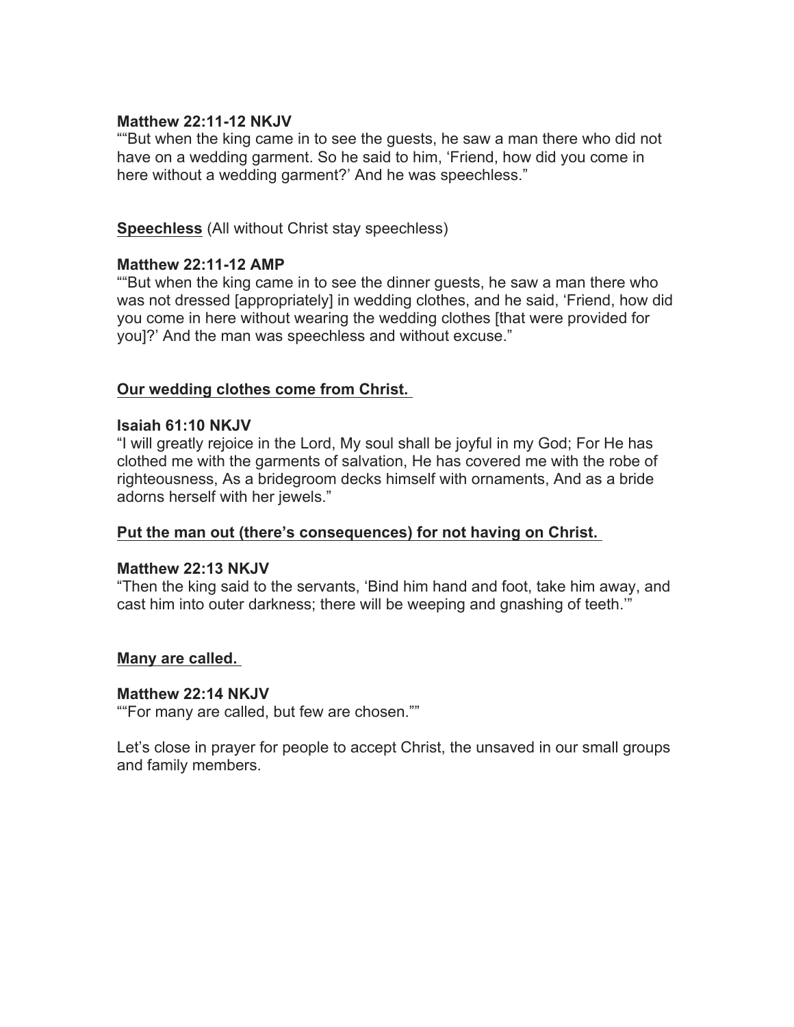**Matthew 22:11-12 NKJV**
""But when the king came in to see the guests, he saw a man there who did not have on a wedding garment. So he said to him, 'Friend, how did you come in here without a wedding garment?' And he was speechless."

**Speechless** (All without Christ stay speechless)

**Matthew 22:11-12 AMP**
""But when the king came in to see the dinner guests, he saw a man there who was not dressed [appropriately] in wedding clothes, and he said, 'Friend, how did you come in here without wearing the wedding clothes [that were provided for you]?' And the man was speechless and without excuse."

**Our wedding clothes come from Christ.**

**Isaiah 61:10 NKJV**
"I will greatly rejoice in the Lord, My soul shall be joyful in my God; For He has clothed me with the garments of salvation, He has covered me with the robe of righteousness, As a bridegroom decks himself with ornaments, And as a bride adorns herself with her jewels."

**Put the man out (there's consequences) for not having on Christ.**

**Matthew 22:13 NKJV**
"Then the king said to the servants, 'Bind him hand and foot, take him away, and cast him into outer darkness; there will be weeping and gnashing of teeth.'"

**Many are called.**

**Matthew 22:14 NKJV**
""For many are called, but few are chosen.""

Let's close in prayer for people to accept Christ, the unsaved in our small groups and family members.